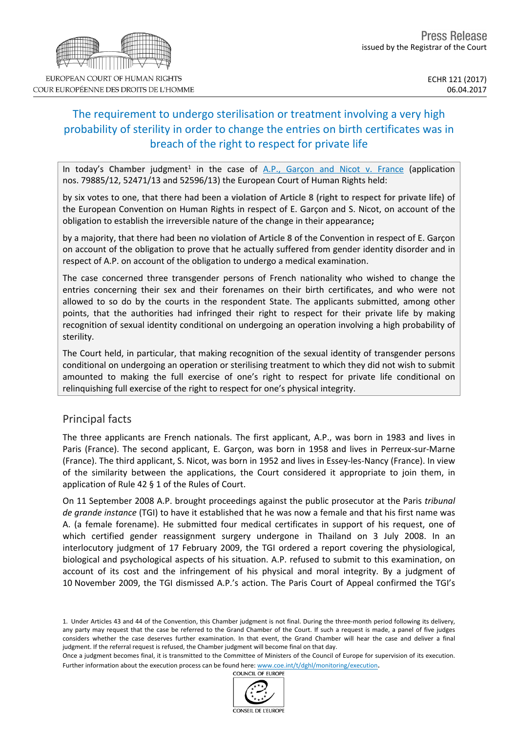EUROPEAN COURT OF HUMAN RIGHTS
COUR EUROPÉENNE DES DROITS DE L'HOMME

Press Release
issued by the Registrar of the Court

ECHR 121 (2017)
06.04.2017

# The requirement to undergo sterilisation or treatment involving a very high probability of sterility in order to change the entries on birth certificates was in breach of the right to respect for private life

In today's **Chamber** judgment[1] in the case of A.P., Garçon and Nicot v. France (application nos. 79885/12, 52471/13 and 52596/13) the European Court of Human Rights held:

by six votes to one, that there had been **a violation of Article 8 (right to respect for private life)** of the European Convention on Human Rights in respect of E. Garçon and S. Nicot, on account of the obligation to establish the irreversible nature of the change in their appearance**;**

by a majority, that there had been **no violation of Article 8** of the Convention in respect of E. Garçon on account of the obligation to prove that he actually suffered from gender identity disorder and in respect of A.P. on account of the obligation to undergo a medical examination.

The case concerned three transgender persons of French nationality who wished to change the entries concerning their sex and their forenames on their birth certificates, and who were not allowed to so do by the courts in the respondent State. The applicants submitted, among other points, that the authorities had infringed their right to respect for their private life by making recognition of sexual identity conditional on undergoing an operation involving a high probability of sterility.

The Court held, in particular, that making recognition of the sexual identity of transgender persons conditional on undergoing an operation or sterilising treatment to which they did not wish to submit amounted to making the full exercise of one's right to respect for private life conditional on relinquishing full exercise of the right to respect for one's physical integrity.

## Principal facts

The three applicants are French nationals. The first applicant, A.P., was born in 1983 and lives in Paris (France). The second applicant, E. Garçon, was born in 1958 and lives in Perreux-sur-Marne (France). The third applicant, S. Nicot, was born in 1952 and lives in Essey-les-Nancy (France). In view of the similarity between the applications, the Court considered it appropriate to join them, in application of Rule 42 § 1 of the Rules of Court.

On 11 September 2008 A.P. brought proceedings against the public prosecutor at the Paris *tribunal de grande instance* (TGI) to have it established that he was now a female and that his first name was A. (a female forename). He submitted four medical certificates in support of his request, one of which certified gender reassignment surgery undergone in Thailand on 3 July 2008. In an interlocutory judgment of 17 February 2009, the TGI ordered a report covering the physiological, biological and psychological aspects of his situation. A.P. refused to submit to this examination, on account of its cost and the infringement of his physical and moral integrity. By a judgment of 10 November 2009, the TGI dismissed A.P.'s action. The Paris Court of Appeal confirmed the TGI's

---

1. Under Articles 43 and 44 of the Convention, this Chamber judgment is not final. During the three-month period following its delivery, any party may request that the case be referred to the Grand Chamber of the Court. If such a request is made, a panel of five judges considers whether the case deserves further examination. In that event, the Grand Chamber will hear the case and deliver a final judgment. If the referral request is refused, the Chamber judgment will become final on that day.
Once a judgment becomes final, it is transmitted to the Committee of Ministers of the Council of Europe for supervision of its execution. Further information about the execution process can be found here: www.coe.int/t/dghl/monitoring/execution.

COUNCIL OF EUROPE
CONSEIL DE L'EUROPE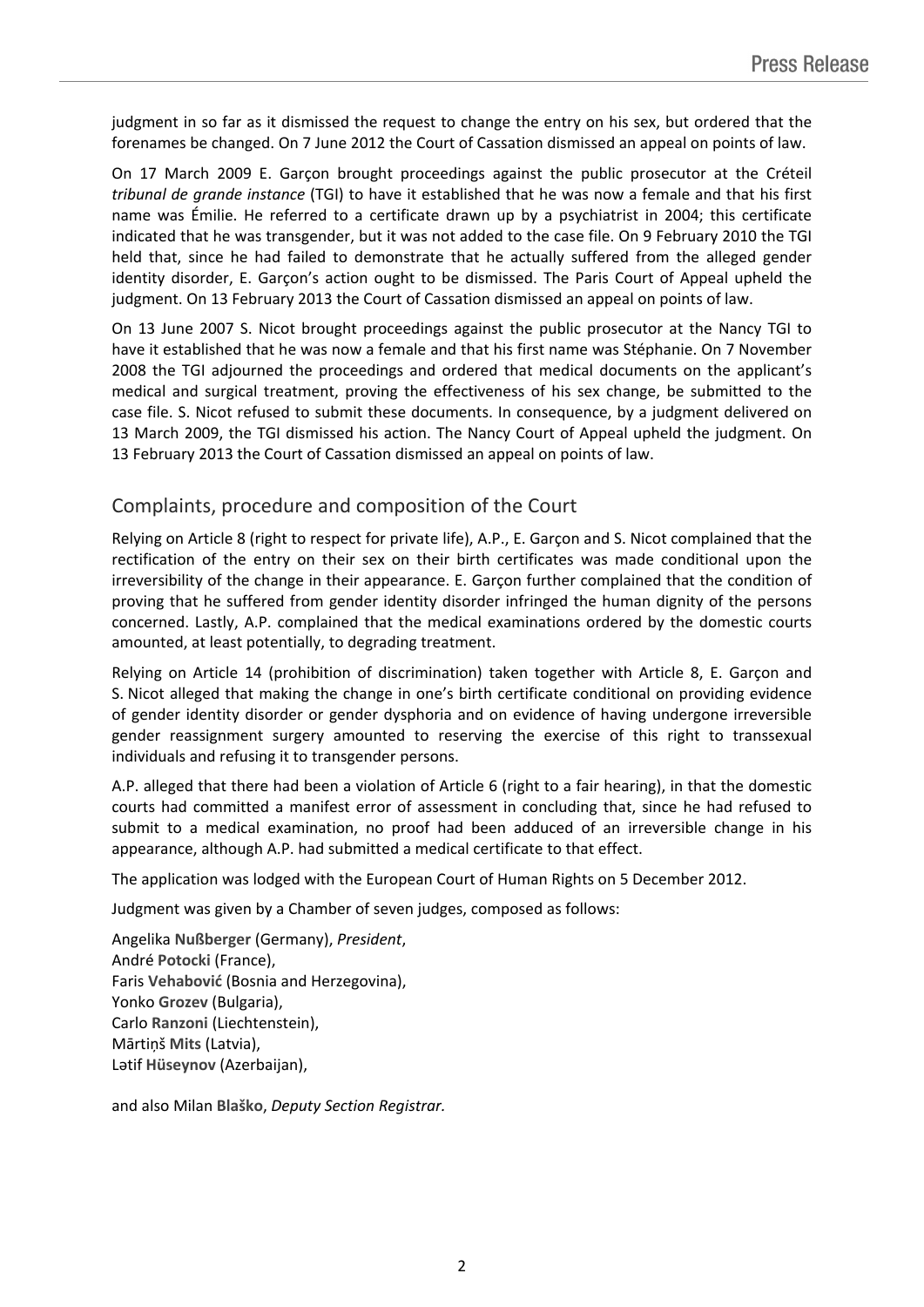judgment in so far as it dismissed the request to change the entry on his sex, but ordered that the forenames be changed. On 7 June 2012 the Court of Cassation dismissed an appeal on points of law.

On 17 March 2009 E. Garçon brought proceedings against the public prosecutor at the Créteil *tribunal de grande instance* (TGI) to have it established that he was now a female and that his first name was Émilie. He referred to a certificate drawn up by a psychiatrist in 2004; this certificate indicated that he was transgender, but it was not added to the case file. On 9 February 2010 the TGI held that, since he had failed to demonstrate that he actually suffered from the alleged gender identity disorder, E. Garçon's action ought to be dismissed. The Paris Court of Appeal upheld the judgment. On 13 February 2013 the Court of Cassation dismissed an appeal on points of law.

On 13 June 2007 S. Nicot brought proceedings against the public prosecutor at the Nancy TGI to have it established that he was now a female and that his first name was Stéphanie. On 7 November 2008 the TGI adjourned the proceedings and ordered that medical documents on the applicant's medical and surgical treatment, proving the effectiveness of his sex change, be submitted to the case file. S. Nicot refused to submit these documents. In consequence, by a judgment delivered on 13 March 2009, the TGI dismissed his action. The Nancy Court of Appeal upheld the judgment. On 13 February 2013 the Court of Cassation dismissed an appeal on points of law.

## Complaints, procedure and composition of the Court

Relying on Article 8 (right to respect for private life), A.P., E. Garçon and S. Nicot complained that the rectification of the entry on their sex on their birth certificates was made conditional upon the irreversibility of the change in their appearance. E. Garçon further complained that the condition of proving that he suffered from gender identity disorder infringed the human dignity of the persons concerned. Lastly, A.P. complained that the medical examinations ordered by the domestic courts amounted, at least potentially, to degrading treatment.

Relying on Article 14 (prohibition of discrimination) taken together with Article 8, E. Garçon and S. Nicot alleged that making the change in one's birth certificate conditional on providing evidence of gender identity disorder or gender dysphoria and on evidence of having undergone irreversible gender reassignment surgery amounted to reserving the exercise of this right to transsexual individuals and refusing it to transgender persons.

A.P. alleged that there had been a violation of Article 6 (right to a fair hearing), in that the domestic courts had committed a manifest error of assessment in concluding that, since he had refused to submit to a medical examination, no proof had been adduced of an irreversible change in his appearance, although A.P. had submitted a medical certificate to that effect.

The application was lodged with the European Court of Human Rights on 5 December 2012.

Judgment was given by a Chamber of seven judges, composed as follows:

Angelika **Nußberger** (Germany), *President*,  
André **Potocki** (France),  
Faris **Vehabović** (Bosnia and Herzegovina),  
Yonko **Grozev** (Bulgaria),  
Carlo **Ranzoni** (Liechtenstein),  
Mārtiņš **Mits** (Latvia),  
Lətif **Hüseynov** (Azerbaijan),

and also Milan **Blaško**, *Deputy Section Registrar.*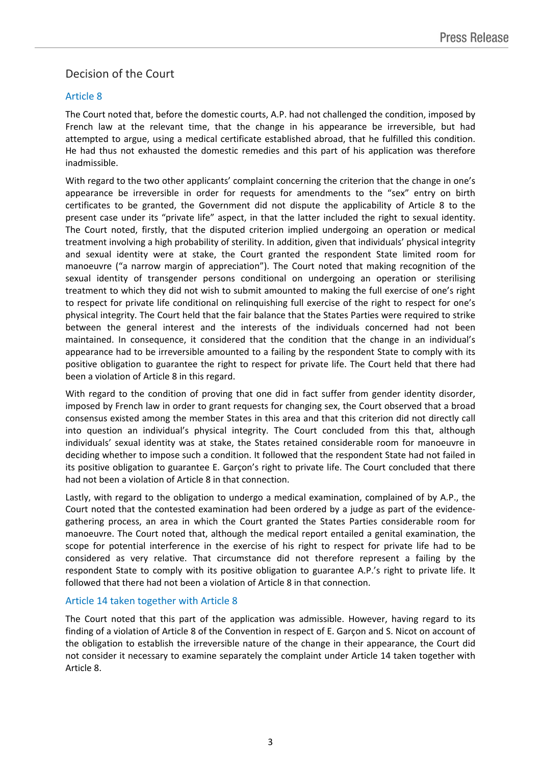## Decision of the Court

### Article 8

The Court noted that, before the domestic courts, A.P. had not challenged the condition, imposed by French law at the relevant time, that the change in his appearance be irreversible, but had attempted to argue, using a medical certificate established abroad, that he fulfilled this condition. He had thus not exhausted the domestic remedies and this part of his application was therefore inadmissible.

With regard to the two other applicants' complaint concerning the criterion that the change in one's appearance be irreversible in order for requests for amendments to the "sex" entry on birth certificates to be granted, the Government did not dispute the applicability of Article 8 to the present case under its "private life" aspect, in that the latter included the right to sexual identity. The Court noted, firstly, that the disputed criterion implied undergoing an operation or medical treatment involving a high probability of sterility. In addition, given that individuals' physical integrity and sexual identity were at stake, the Court granted the respondent State limited room for manoeuvre ("a narrow margin of appreciation"). The Court noted that making recognition of the sexual identity of transgender persons conditional on undergoing an operation or sterilising treatment to which they did not wish to submit amounted to making the full exercise of one's right to respect for private life conditional on relinquishing full exercise of the right to respect for one's physical integrity. The Court held that the fair balance that the States Parties were required to strike between the general interest and the interests of the individuals concerned had not been maintained. In consequence, it considered that the condition that the change in an individual's appearance had to be irreversible amounted to a failing by the respondent State to comply with its positive obligation to guarantee the right to respect for private life. The Court held that there had been a violation of Article 8 in this regard.

With regard to the condition of proving that one did in fact suffer from gender identity disorder, imposed by French law in order to grant requests for changing sex, the Court observed that a broad consensus existed among the member States in this area and that this criterion did not directly call into question an individual's physical integrity. The Court concluded from this that, although individuals' sexual identity was at stake, the States retained considerable room for manoeuvre in deciding whether to impose such a condition. It followed that the respondent State had not failed in its positive obligation to guarantee E. Garçon's right to private life. The Court concluded that there had not been a violation of Article 8 in that connection.

Lastly, with regard to the obligation to undergo a medical examination, complained of by A.P., the Court noted that the contested examination had been ordered by a judge as part of the evidence-gathering process, an area in which the Court granted the States Parties considerable room for manoeuvre. The Court noted that, although the medical report entailed a genital examination, the scope for potential interference in the exercise of his right to respect for private life had to be considered as very relative. That circumstance did not therefore represent a failing by the respondent State to comply with its positive obligation to guarantee A.P.'s right to private life. It followed that there had not been a violation of Article 8 in that connection.

### Article 14 taken together with Article 8

The Court noted that this part of the application was admissible. However, having regard to its finding of a violation of Article 8 of the Convention in respect of E. Garçon and S. Nicot on account of the obligation to establish the irreversible nature of the change in their appearance, the Court did not consider it necessary to examine separately the complaint under Article 14 taken together with Article 8.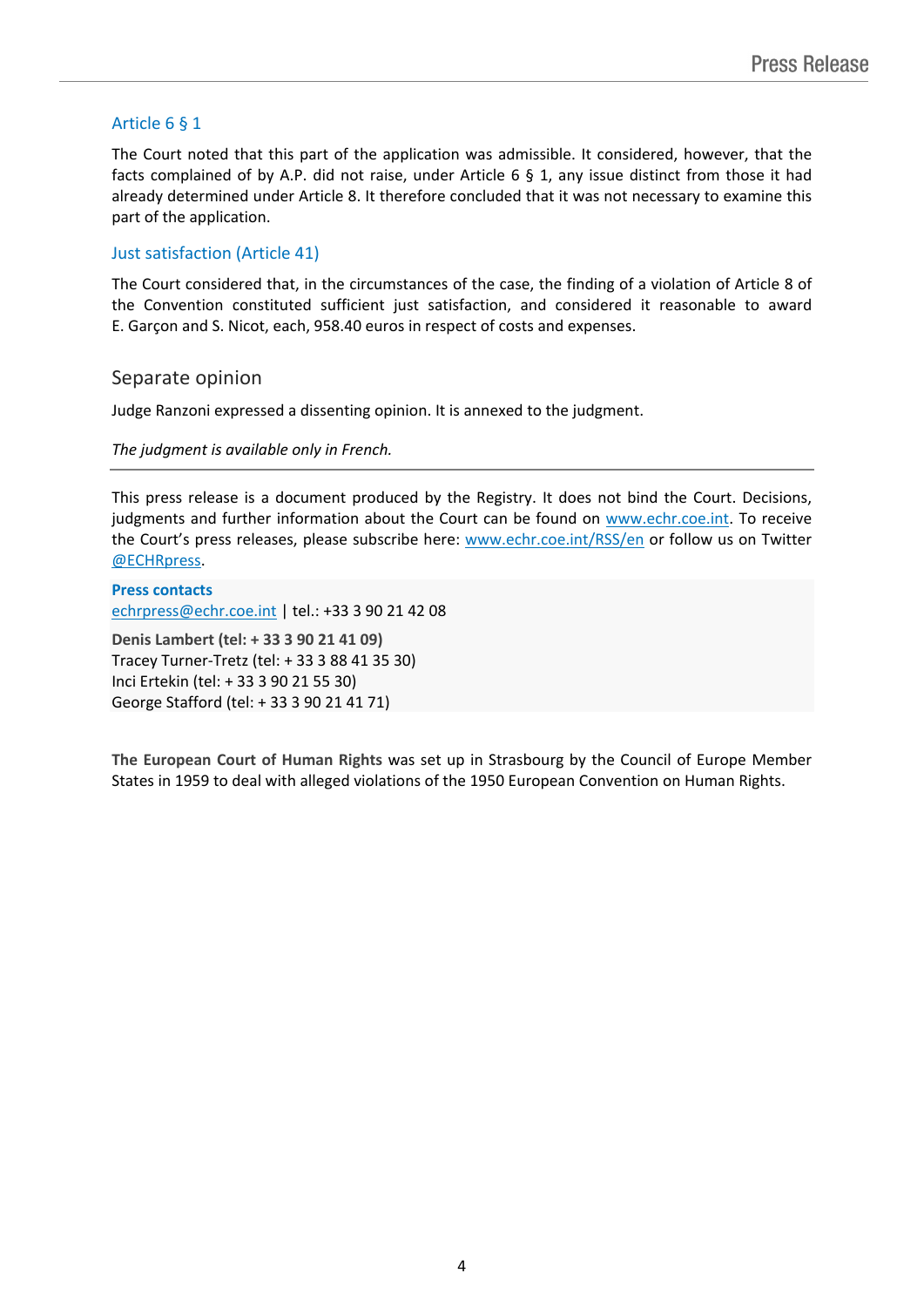### Article 6 § 1

The Court noted that this part of the application was admissible. It considered, however, that the facts complained of by A.P. did not raise, under Article 6 § 1, any issue distinct from those it had already determined under Article 8. It therefore concluded that it was not necessary to examine this part of the application.

### Just satisfaction (Article 41)

The Court considered that, in the circumstances of the case, the finding of a violation of Article 8 of the Convention constituted sufficient just satisfaction, and considered it reasonable to award E. Garçon and S. Nicot, each, 958.40 euros in respect of costs and expenses.

## Separate opinion

Judge Ranzoni expressed a dissenting opinion. It is annexed to the judgment.

*The judgment is available only in French.*

---

This press release is a document produced by the Registry. It does not bind the Court. Decisions, judgments and further information about the Court can be found on www.echr.coe.int. To receive the Court's press releases, please subscribe here: www.echr.coe.int/RSS/en or follow us on Twitter @ECHRpress.

**Press contacts**
echrpress@echr.coe.int | tel.: +33 3 90 21 42 08

**Denis Lambert (tel: + 33 3 90 21 41 09)**
Tracey Turner-Tretz (tel: + 33 3 88 41 35 30)
Inci Ertekin (tel: + 33 3 90 21 55 30)
George Stafford (tel: + 33 3 90 21 41 71)

**The European Court of Human Rights** was set up in Strasbourg by the Council of Europe Member States in 1959 to deal with alleged violations of the 1950 European Convention on Human Rights.